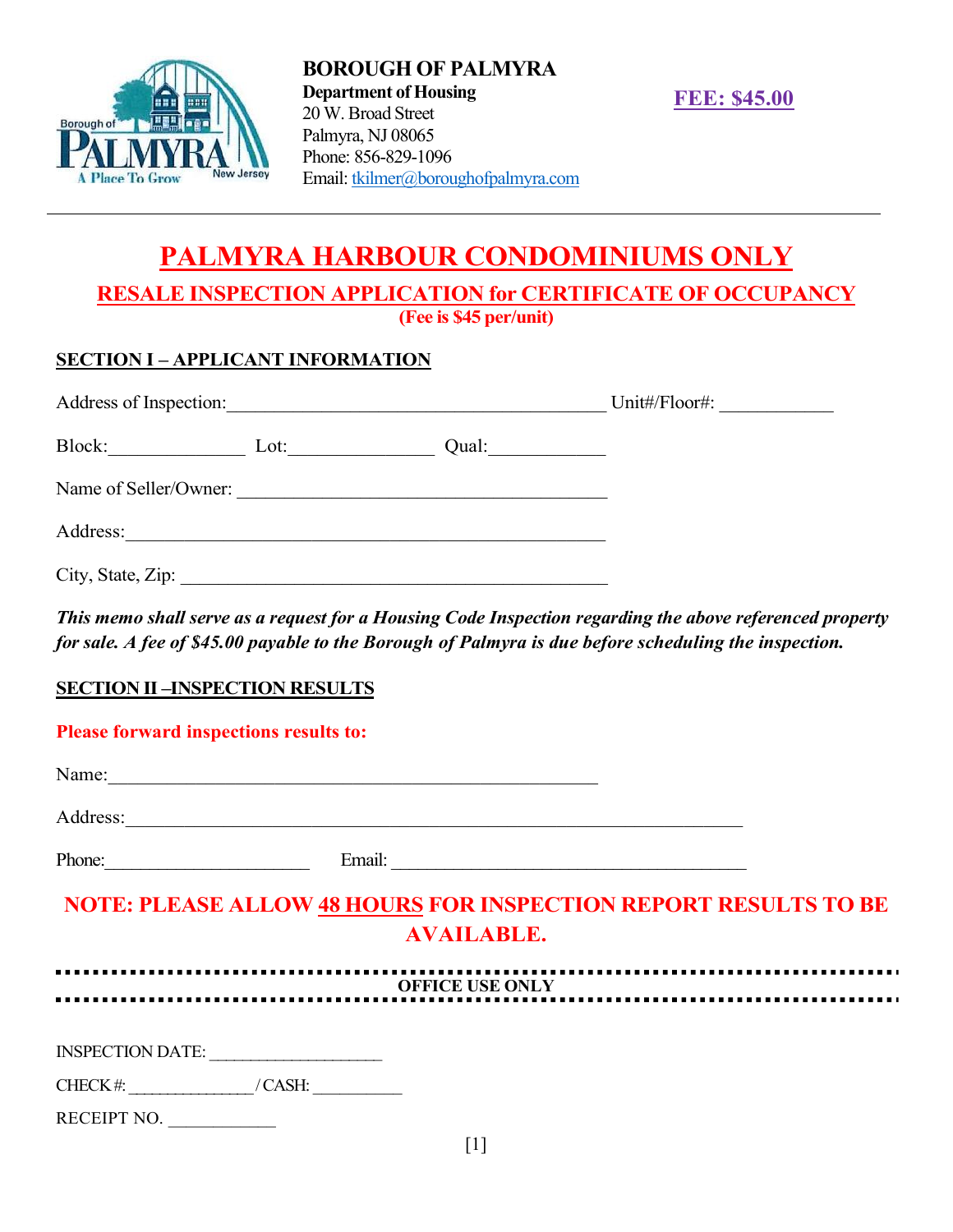**BOROUGH OF PALMYRA**
**Department of Housing**
20 W. Broad Street
Palmyra, NJ 08065
Phone: 856-829-1096
Email: tkilmer@boroughofpalmyra.com

**FEE: $45.00**

---

# PALMYRA HARBOUR CONDOMINIUMS ONLY

## RESALE INSPECTION APPLICATION for CERTIFICATE OF OCCUPANCY

**(Fee is $45 per/unit)**

### SECTION I – APPLICANT INFORMATION

Address of Inspection:________________________________________ Unit#/Floor#: ___________

Block:_____________ Lot:______________ Qual:___________

Name of Seller/Owner: _______________________________________

Address:_____________________________________________

City, State, Zip: ________________________________________

***This memo shall serve as a request for a Housing Code Inspection regarding the above referenced property for sale. A fee of $45.00 payable to the Borough of Palmyra is due before scheduling the inspection.***

### SECTION II –INSPECTION RESULTS

**Please forward inspections results to:**

Name:____________________________________________________

Address:__________________________________________________________________

Phone:____________________ Email: ____________________________________

**NOTE: PLEASE ALLOW 48 HOURS FOR INSPECTION REPORT RESULTS TO BE AVAILABLE.**

---

**OFFICE USE ONLY**

---

INSPECTION DATE: ___________________

CHECK #: ______________ / CASH: __________

RECEIPT NO. ____________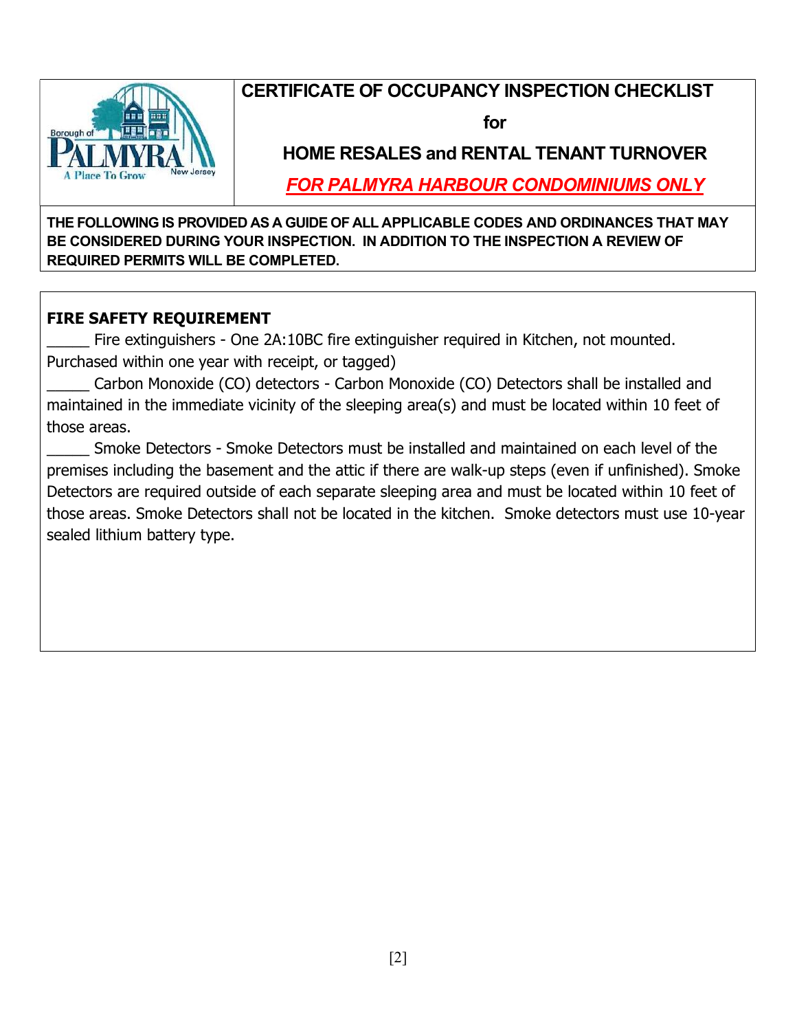# CERTIFICATE OF OCCUPANCY INSPECTION CHECKLIST

**for**

## HOME RESALES and RENTAL TENANT TURNOVER

***FOR PALMYRA HARBOUR CONDOMINIUMS ONLY***

**THE FOLLOWING IS PROVIDED AS A GUIDE OF ALL APPLICABLE CODES AND ORDINANCES THAT MAY BE CONSIDERED DURING YOUR INSPECTION. IN ADDITION TO THE INSPECTION A REVIEW OF REQUIRED PERMITS WILL BE COMPLETED.**

### FIRE SAFETY REQUIREMENT

_____ Fire extinguishers - One 2A:10BC fire extinguisher required in Kitchen, not mounted. Purchased within one year with receipt, or tagged)

_____ Carbon Monoxide (CO) detectors - Carbon Monoxide (CO) Detectors shall be installed and maintained in the immediate vicinity of the sleeping area(s) and must be located within 10 feet of those areas.

_____ Smoke Detectors - Smoke Detectors must be installed and maintained on each level of the premises including the basement and the attic if there are walk-up steps (even if unfinished). Smoke Detectors are required outside of each separate sleeping area and must be located within 10 feet of those areas. Smoke Detectors shall not be located in the kitchen. Smoke detectors must use 10-year sealed lithium battery type.